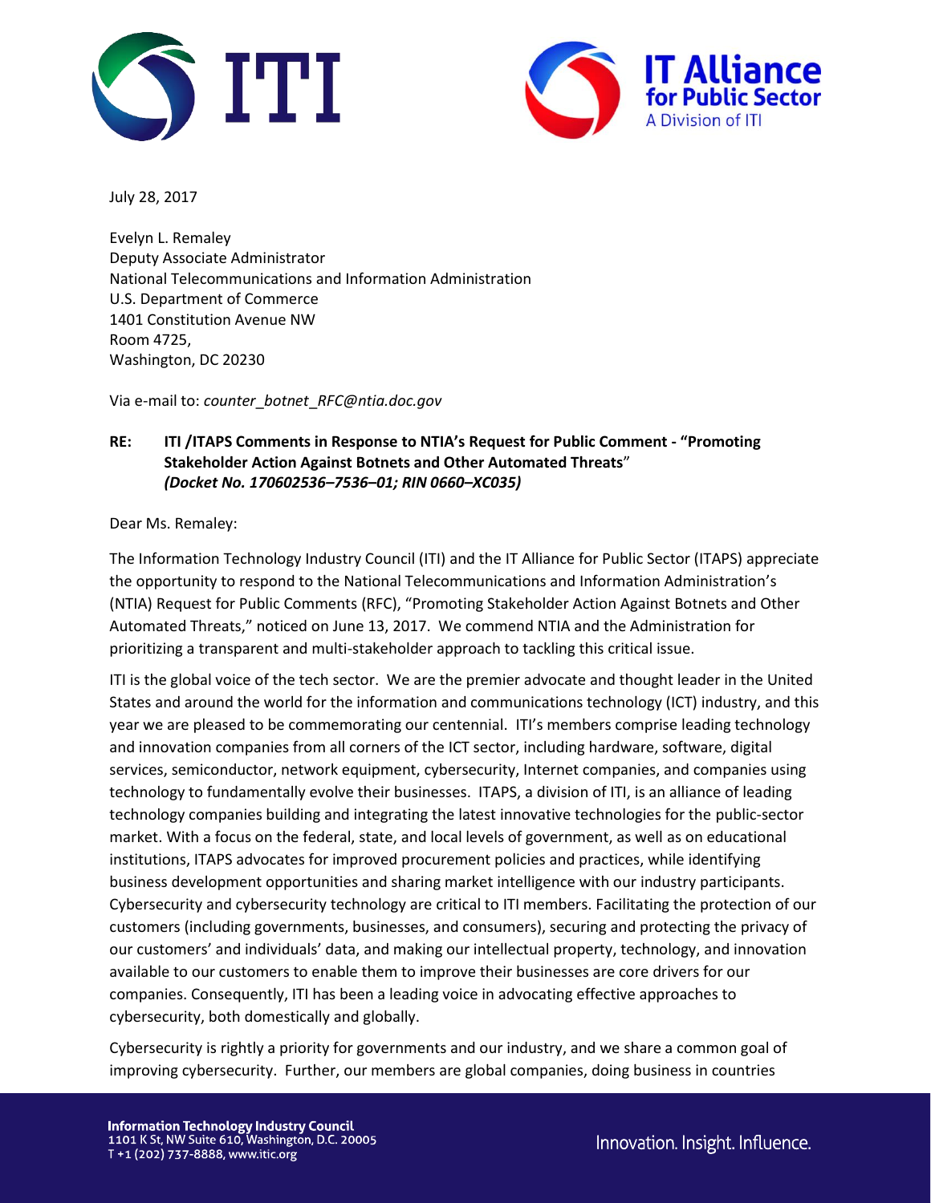July 28, 2017

Evelyn L. Remaley
Deputy Associate Administrator
National Telecommunications and Information Administration
U.S. Department of Commerce
1401 Constitution Avenue NW
Room 4725,
Washington, DC 20230

Via e-mail to: *counter_botnet_RFC@ntia.doc.gov*

**RE: ITI /ITAPS Comments in Response to NTIA's Request for Public Comment - "Promoting Stakeholder Action Against Botnets and Other Automated Threats"** ***(Docket No. 170602536–7536–01; RIN 0660–XC035)***

Dear Ms. Remaley:

The Information Technology Industry Council (ITI) and the IT Alliance for Public Sector (ITAPS) appreciate the opportunity to respond to the National Telecommunications and Information Administration's (NTIA) Request for Public Comments (RFC), "Promoting Stakeholder Action Against Botnets and Other Automated Threats," noticed on June 13, 2017. We commend NTIA and the Administration for prioritizing a transparent and multi-stakeholder approach to tackling this critical issue.

ITI is the global voice of the tech sector. We are the premier advocate and thought leader in the United States and around the world for the information and communications technology (ICT) industry, and this year we are pleased to be commemorating our centennial. ITI's members comprise leading technology and innovation companies from all corners of the ICT sector, including hardware, software, digital services, semiconductor, network equipment, cybersecurity, Internet companies, and companies using technology to fundamentally evolve their businesses. ITAPS, a division of ITI, is an alliance of leading technology companies building and integrating the latest innovative technologies for the public-sector market. With a focus on the federal, state, and local levels of government, as well as on educational institutions, ITAPS advocates for improved procurement policies and practices, while identifying business development opportunities and sharing market intelligence with our industry participants. Cybersecurity and cybersecurity technology are critical to ITI members. Facilitating the protection of our customers (including governments, businesses, and consumers), securing and protecting the privacy of our customers' and individuals' data, and making our intellectual property, technology, and innovation available to our customers to enable them to improve their businesses are core drivers for our companies. Consequently, ITI has been a leading voice in advocating effective approaches to cybersecurity, both domestically and globally.

Cybersecurity is rightly a priority for governments and our industry, and we share a common goal of improving cybersecurity. Further, our members are global companies, doing business in countries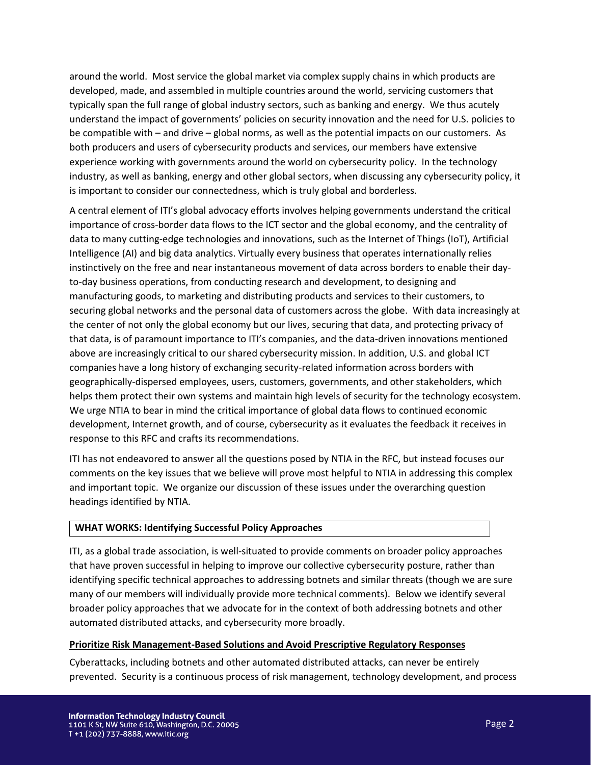around the world. Most service the global market via complex supply chains in which products are developed, made, and assembled in multiple countries around the world, servicing customers that typically span the full range of global industry sectors, such as banking and energy. We thus acutely understand the impact of governments' policies on security innovation and the need for U.S. policies to be compatible with – and drive – global norms, as well as the potential impacts on our customers. As both producers and users of cybersecurity products and services, our members have extensive experience working with governments around the world on cybersecurity policy. In the technology industry, as well as banking, energy and other global sectors, when discussing any cybersecurity policy, it is important to consider our connectedness, which is truly global and borderless.

A central element of ITI's global advocacy efforts involves helping governments understand the critical importance of cross-border data flows to the ICT sector and the global economy, and the centrality of data to many cutting-edge technologies and innovations, such as the Internet of Things (IoT), Artificial Intelligence (AI) and big data analytics. Virtually every business that operates internationally relies instinctively on the free and near instantaneous movement of data across borders to enable their day-to-day business operations, from conducting research and development, to designing and manufacturing goods, to marketing and distributing products and services to their customers, to securing global networks and the personal data of customers across the globe. With data increasingly at the center of not only the global economy but our lives, securing that data, and protecting privacy of that data, is of paramount importance to ITI's companies, and the data-driven innovations mentioned above are increasingly critical to our shared cybersecurity mission. In addition, U.S. and global ICT companies have a long history of exchanging security-related information across borders with geographically-dispersed employees, users, customers, governments, and other stakeholders, which helps them protect their own systems and maintain high levels of security for the technology ecosystem. We urge NTIA to bear in mind the critical importance of global data flows to continued economic development, Internet growth, and of course, cybersecurity as it evaluates the feedback it receives in response to this RFC and crafts its recommendations.

ITI has not endeavored to answer all the questions posed by NTIA in the RFC, but instead focuses our comments on the key issues that we believe will prove most helpful to NTIA in addressing this complex and important topic. We organize our discussion of these issues under the overarching question headings identified by NTIA.

## WHAT WORKS: Identifying Successful Policy Approaches

ITI, as a global trade association, is well-situated to provide comments on broader policy approaches that have proven successful in helping to improve our collective cybersecurity posture, rather than identifying specific technical approaches to addressing botnets and similar threats (though we are sure many of our members will individually provide more technical comments). Below we identify several broader policy approaches that we advocate for in the context of both addressing botnets and other automated distributed attacks, and cybersecurity more broadly.

### Prioritize Risk Management-Based Solutions and Avoid Prescriptive Regulatory Responses

Cyberattacks, including botnets and other automated distributed attacks, can never be entirely prevented. Security is a continuous process of risk management, technology development, and process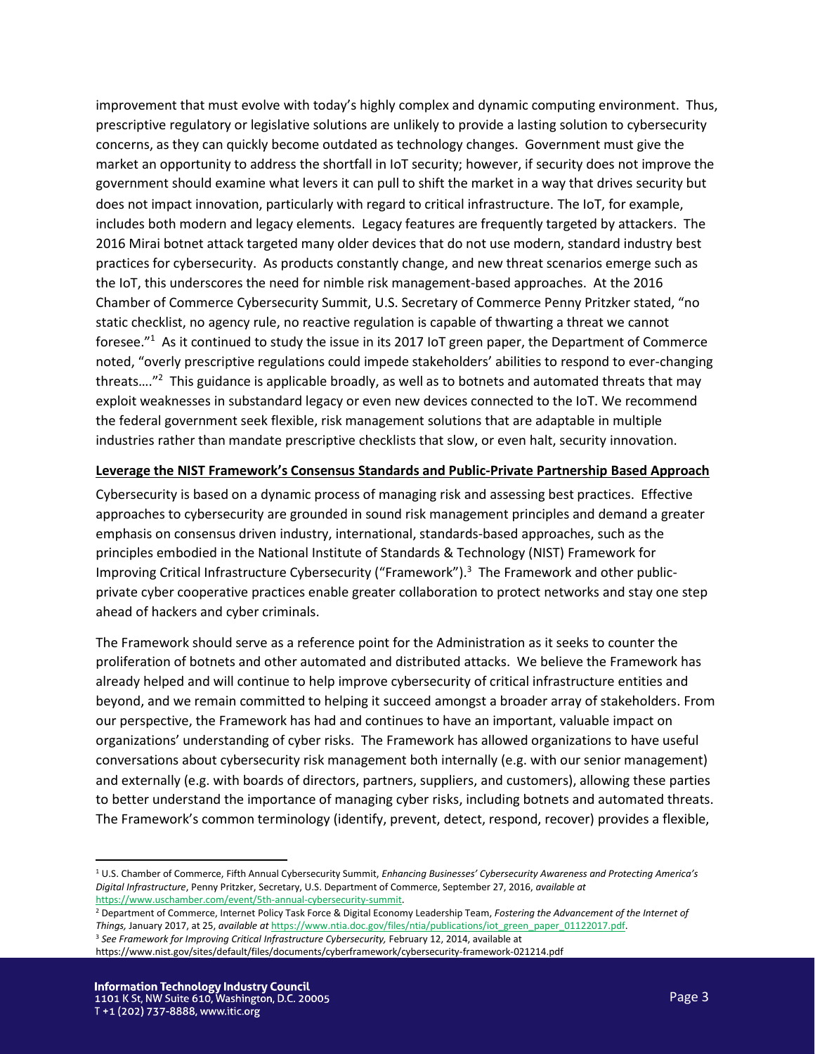improvement that must evolve with today's highly complex and dynamic computing environment. Thus, prescriptive regulatory or legislative solutions are unlikely to provide a lasting solution to cybersecurity concerns, as they can quickly become outdated as technology changes. Government must give the market an opportunity to address the shortfall in IoT security; however, if security does not improve the government should examine what levers it can pull to shift the market in a way that drives security but does not impact innovation, particularly with regard to critical infrastructure. The IoT, for example, includes both modern and legacy elements. Legacy features are frequently targeted by attackers. The 2016 Mirai botnet attack targeted many older devices that do not use modern, standard industry best practices for cybersecurity. As products constantly change, and new threat scenarios emerge such as the IoT, this underscores the need for nimble risk management-based approaches. At the 2016 Chamber of Commerce Cybersecurity Summit, U.S. Secretary of Commerce Penny Pritzker stated, "no static checklist, no agency rule, no reactive regulation is capable of thwarting a threat we cannot foresee."[1] As it continued to study the issue in its 2017 IoT green paper, the Department of Commerce noted, "overly prescriptive regulations could impede stakeholders' abilities to respond to ever-changing threats…."[2] This guidance is applicable broadly, as well as to botnets and automated threats that may exploit weaknesses in substandard legacy or even new devices connected to the IoT. We recommend the federal government seek flexible, risk management solutions that are adaptable in multiple industries rather than mandate prescriptive checklists that slow, or even halt, security innovation.

## Leverage the NIST Framework's Consensus Standards and Public-Private Partnership Based Approach

Cybersecurity is based on a dynamic process of managing risk and assessing best practices. Effective approaches to cybersecurity are grounded in sound risk management principles and demand a greater emphasis on consensus driven industry, international, standards-based approaches, such as the principles embodied in the National Institute of Standards & Technology (NIST) Framework for Improving Critical Infrastructure Cybersecurity ("Framework").[3] The Framework and other public-private cyber cooperative practices enable greater collaboration to protect networks and stay one step ahead of hackers and cyber criminals.

The Framework should serve as a reference point for the Administration as it seeks to counter the proliferation of botnets and other automated and distributed attacks. We believe the Framework has already helped and will continue to help improve cybersecurity of critical infrastructure entities and beyond, and we remain committed to helping it succeed amongst a broader array of stakeholders. From our perspective, the Framework has had and continues to have an important, valuable impact on organizations' understanding of cyber risks. The Framework has allowed organizations to have useful conversations about cybersecurity risk management both internally (e.g. with our senior management) and externally (e.g. with boards of directors, partners, suppliers, and customers), allowing these parties to better understand the importance of managing cyber risks, including botnets and automated threats. The Framework's common terminology (identify, prevent, detect, respond, recover) provides a flexible,

---

[1] U.S. Chamber of Commerce, Fifth Annual Cybersecurity Summit, *Enhancing Businesses' Cybersecurity Awareness and Protecting America's Digital Infrastructure*, Penny Pritzker, Secretary, U.S. Department of Commerce, September 27, 2016, *available at* https://www.uschamber.com/event/5th-annual-cybersecurity-summit.

[2] Department of Commerce, Internet Policy Task Force & Digital Economy Leadership Team, *Fostering the Advancement of the Internet of Things,* January 2017, at 25, *available at* https://www.ntia.doc.gov/files/ntia/publications/iot_green_paper_01122017.pdf.

[3] *See Framework for Improving Critical Infrastructure Cybersecurity,* February 12, 2014, available at https://www.nist.gov/sites/default/files/documents/cyberframework/cybersecurity-framework-021214.pdf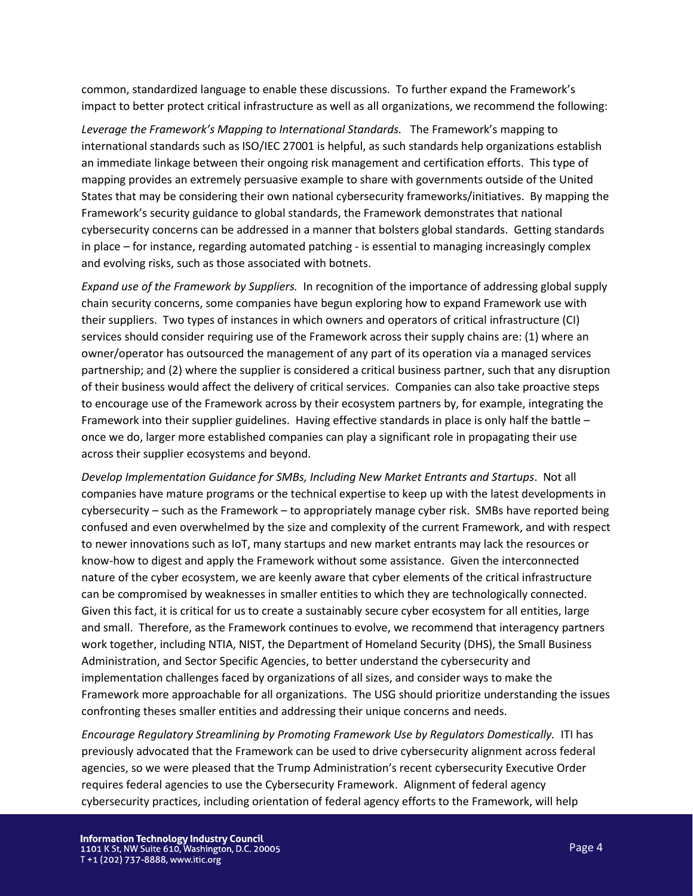common, standardized language to enable these discussions. To further expand the Framework's impact to better protect critical infrastructure as well as all organizations, we recommend the following:

*Leverage the Framework's Mapping to International Standards.* The Framework's mapping to international standards such as ISO/IEC 27001 is helpful, as such standards help organizations establish an immediate linkage between their ongoing risk management and certification efforts. This type of mapping provides an extremely persuasive example to share with governments outside of the United States that may be considering their own national cybersecurity frameworks/initiatives. By mapping the Framework's security guidance to global standards, the Framework demonstrates that national cybersecurity concerns can be addressed in a manner that bolsters global standards. Getting standards in place – for instance, regarding automated patching - is essential to managing increasingly complex and evolving risks, such as those associated with botnets.

*Expand use of the Framework by Suppliers.* In recognition of the importance of addressing global supply chain security concerns, some companies have begun exploring how to expand Framework use with their suppliers. Two types of instances in which owners and operators of critical infrastructure (CI) services should consider requiring use of the Framework across their supply chains are: (1) where an owner/operator has outsourced the management of any part of its operation via a managed services partnership; and (2) where the supplier is considered a critical business partner, such that any disruption of their business would affect the delivery of critical services. Companies can also take proactive steps to encourage use of the Framework across by their ecosystem partners by, for example, integrating the Framework into their supplier guidelines. Having effective standards in place is only half the battle – once we do, larger more established companies can play a significant role in propagating their use across their supplier ecosystems and beyond.

*Develop Implementation Guidance for SMBs, Including New Market Entrants and Startups*. Not all companies have mature programs or the technical expertise to keep up with the latest developments in cybersecurity – such as the Framework – to appropriately manage cyber risk. SMBs have reported being confused and even overwhelmed by the size and complexity of the current Framework, and with respect to newer innovations such as IoT, many startups and new market entrants may lack the resources or know-how to digest and apply the Framework without some assistance. Given the interconnected nature of the cyber ecosystem, we are keenly aware that cyber elements of the critical infrastructure can be compromised by weaknesses in smaller entities to which they are technologically connected. Given this fact, it is critical for us to create a sustainably secure cyber ecosystem for all entities, large and small. Therefore, as the Framework continues to evolve, we recommend that interagency partners work together, including NTIA, NIST, the Department of Homeland Security (DHS), the Small Business Administration, and Sector Specific Agencies, to better understand the cybersecurity and implementation challenges faced by organizations of all sizes, and consider ways to make the Framework more approachable for all organizations. The USG should prioritize understanding the issues confronting theses smaller entities and addressing their unique concerns and needs.

*Encourage Regulatory Streamlining by Promoting Framework Use by Regulators Domestically.* ITI has previously advocated that the Framework can be used to drive cybersecurity alignment across federal agencies, so we were pleased that the Trump Administration's recent cybersecurity Executive Order requires federal agencies to use the Cybersecurity Framework. Alignment of federal agency cybersecurity practices, including orientation of federal agency efforts to the Framework, will help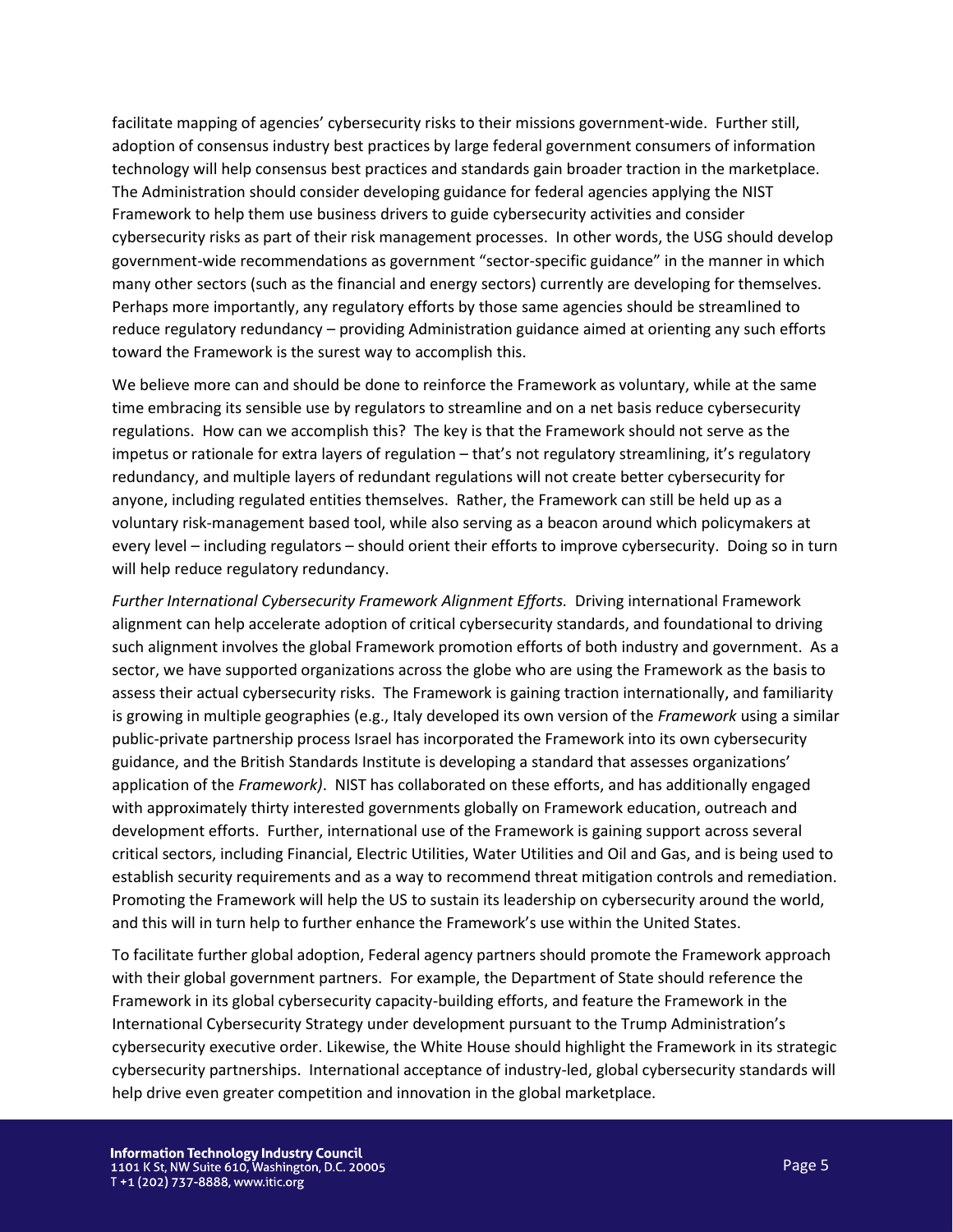facilitate mapping of agencies' cybersecurity risks to their missions government-wide. Further still, adoption of consensus industry best practices by large federal government consumers of information technology will help consensus best practices and standards gain broader traction in the marketplace. The Administration should consider developing guidance for federal agencies applying the NIST Framework to help them use business drivers to guide cybersecurity activities and consider cybersecurity risks as part of their risk management processes. In other words, the USG should develop government-wide recommendations as government "sector-specific guidance" in the manner in which many other sectors (such as the financial and energy sectors) currently are developing for themselves. Perhaps more importantly, any regulatory efforts by those same agencies should be streamlined to reduce regulatory redundancy – providing Administration guidance aimed at orienting any such efforts toward the Framework is the surest way to accomplish this.

We believe more can and should be done to reinforce the Framework as voluntary, while at the same time embracing its sensible use by regulators to streamline and on a net basis reduce cybersecurity regulations. How can we accomplish this? The key is that the Framework should not serve as the impetus or rationale for extra layers of regulation – that's not regulatory streamlining, it's regulatory redundancy, and multiple layers of redundant regulations will not create better cybersecurity for anyone, including regulated entities themselves. Rather, the Framework can still be held up as a voluntary risk-management based tool, while also serving as a beacon around which policymakers at every level – including regulators – should orient their efforts to improve cybersecurity. Doing so in turn will help reduce regulatory redundancy.

*Further International Cybersecurity Framework Alignment Efforts.* Driving international Framework alignment can help accelerate adoption of critical cybersecurity standards, and foundational to driving such alignment involves the global Framework promotion efforts of both industry and government. As a sector, we have supported organizations across the globe who are using the Framework as the basis to assess their actual cybersecurity risks. The Framework is gaining traction internationally, and familiarity is growing in multiple geographies (e.g., Italy developed its own version of the *Framework* using a similar public-private partnership process Israel has incorporated the Framework into its own cybersecurity guidance, and the British Standards Institute is developing a standard that assesses organizations' application of the *Framework)*. NIST has collaborated on these efforts, and has additionally engaged with approximately thirty interested governments globally on Framework education, outreach and development efforts. Further, international use of the Framework is gaining support across several critical sectors, including Financial, Electric Utilities, Water Utilities and Oil and Gas, and is being used to establish security requirements and as a way to recommend threat mitigation controls and remediation. Promoting the Framework will help the US to sustain its leadership on cybersecurity around the world, and this will in turn help to further enhance the Framework's use within the United States.

To facilitate further global adoption, Federal agency partners should promote the Framework approach with their global government partners. For example, the Department of State should reference the Framework in its global cybersecurity capacity-building efforts, and feature the Framework in the International Cybersecurity Strategy under development pursuant to the Trump Administration's cybersecurity executive order. Likewise, the White House should highlight the Framework in its strategic cybersecurity partnerships. International acceptance of industry-led, global cybersecurity standards will help drive even greater competition and innovation in the global marketplace.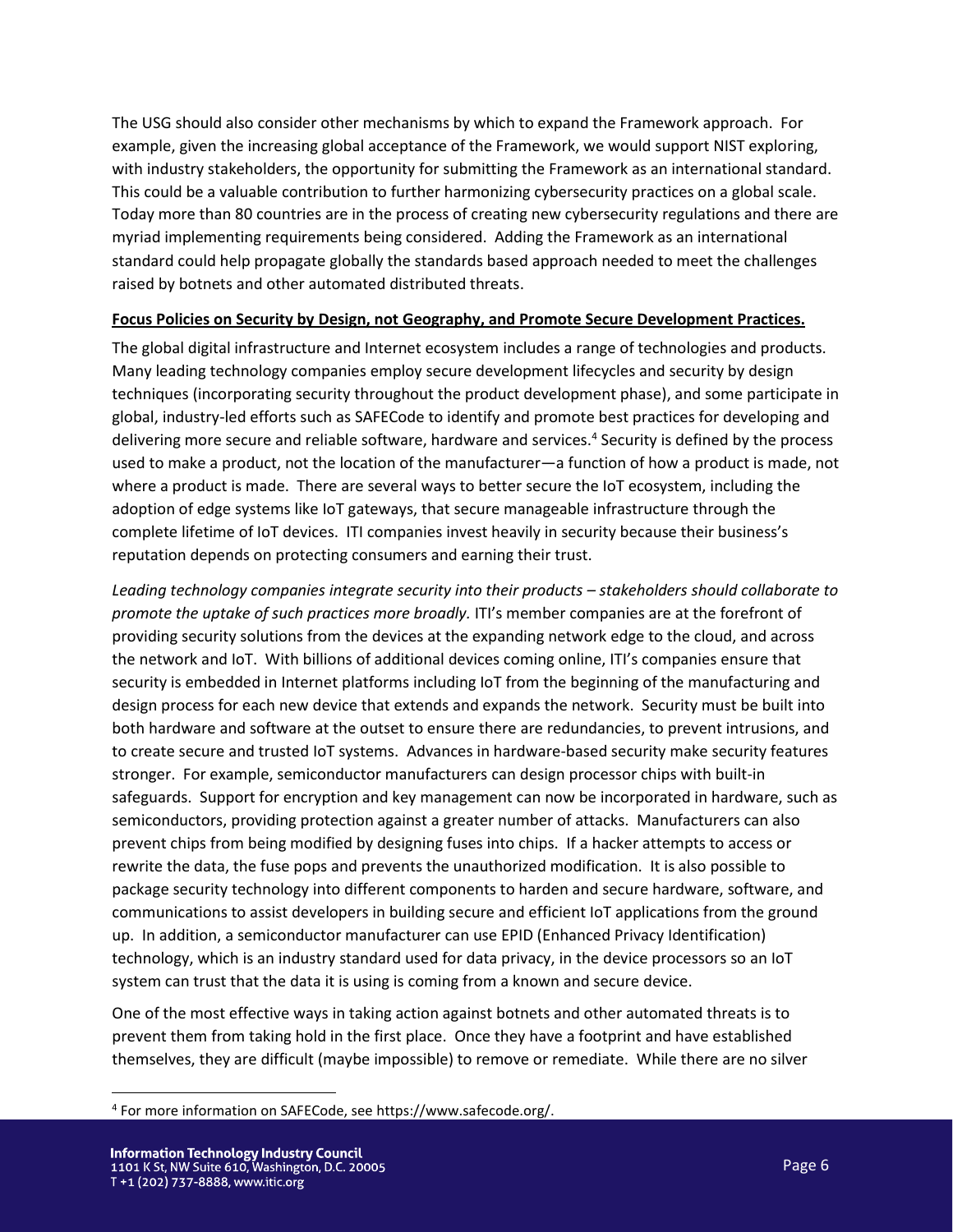The USG should also consider other mechanisms by which to expand the Framework approach. For example, given the increasing global acceptance of the Framework, we would support NIST exploring, with industry stakeholders, the opportunity for submitting the Framework as an international standard. This could be a valuable contribution to further harmonizing cybersecurity practices on a global scale. Today more than 80 countries are in the process of creating new cybersecurity regulations and there are myriad implementing requirements being considered. Adding the Framework as an international standard could help propagate globally the standards based approach needed to meet the challenges raised by botnets and other automated distributed threats.

**Focus Policies on Security by Design, not Geography, and Promote Secure Development Practices.**

The global digital infrastructure and Internet ecosystem includes a range of technologies and products. Many leading technology companies employ secure development lifecycles and security by design techniques (incorporating security throughout the product development phase), and some participate in global, industry-led efforts such as SAFECode to identify and promote best practices for developing and delivering more secure and reliable software, hardware and services.[4] Security is defined by the process used to make a product, not the location of the manufacturer—a function of how a product is made, not where a product is made. There are several ways to better secure the IoT ecosystem, including the adoption of edge systems like IoT gateways, that secure manageable infrastructure through the complete lifetime of IoT devices. ITI companies invest heavily in security because their business's reputation depends on protecting consumers and earning their trust.

*Leading technology companies integrate security into their products – stakeholders should collaborate to promote the uptake of such practices more broadly.* ITI's member companies are at the forefront of providing security solutions from the devices at the expanding network edge to the cloud, and across the network and IoT. With billions of additional devices coming online, ITI's companies ensure that security is embedded in Internet platforms including IoT from the beginning of the manufacturing and design process for each new device that extends and expands the network. Security must be built into both hardware and software at the outset to ensure there are redundancies, to prevent intrusions, and to create secure and trusted IoT systems. Advances in hardware-based security make security features stronger. For example, semiconductor manufacturers can design processor chips with built-in safeguards. Support for encryption and key management can now be incorporated in hardware, such as semiconductors, providing protection against a greater number of attacks. Manufacturers can also prevent chips from being modified by designing fuses into chips. If a hacker attempts to access or rewrite the data, the fuse pops and prevents the unauthorized modification. It is also possible to package security technology into different components to harden and secure hardware, software, and communications to assist developers in building secure and efficient IoT applications from the ground up. In addition, a semiconductor manufacturer can use EPID (Enhanced Privacy Identification) technology, which is an industry standard used for data privacy, in the device processors so an IoT system can trust that the data it is using is coming from a known and secure device.

One of the most effective ways in taking action against botnets and other automated threats is to prevent them from taking hold in the first place. Once they have a footprint and have established themselves, they are difficult (maybe impossible) to remove or remediate. While there are no silver

[4] For more information on SAFECode, see https://www.safecode.org/.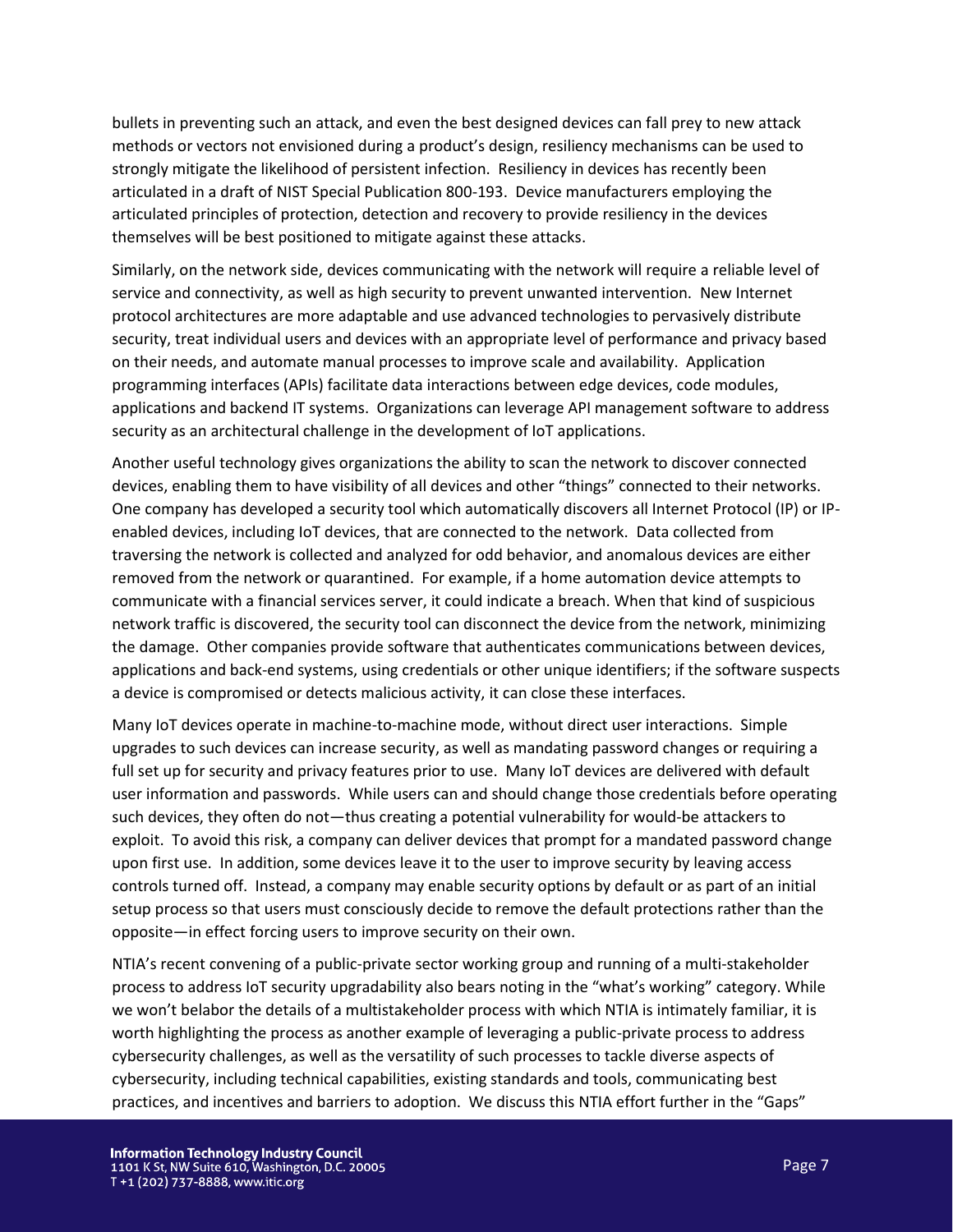bullets in preventing such an attack, and even the best designed devices can fall prey to new attack methods or vectors not envisioned during a product's design, resiliency mechanisms can be used to strongly mitigate the likelihood of persistent infection. Resiliency in devices has recently been articulated in a draft of NIST Special Publication 800-193. Device manufacturers employing the articulated principles of protection, detection and recovery to provide resiliency in the devices themselves will be best positioned to mitigate against these attacks.

Similarly, on the network side, devices communicating with the network will require a reliable level of service and connectivity, as well as high security to prevent unwanted intervention. New Internet protocol architectures are more adaptable and use advanced technologies to pervasively distribute security, treat individual users and devices with an appropriate level of performance and privacy based on their needs, and automate manual processes to improve scale and availability. Application programming interfaces (APIs) facilitate data interactions between edge devices, code modules, applications and backend IT systems. Organizations can leverage API management software to address security as an architectural challenge in the development of IoT applications.

Another useful technology gives organizations the ability to scan the network to discover connected devices, enabling them to have visibility of all devices and other "things" connected to their networks. One company has developed a security tool which automatically discovers all Internet Protocol (IP) or IP-enabled devices, including IoT devices, that are connected to the network. Data collected from traversing the network is collected and analyzed for odd behavior, and anomalous devices are either removed from the network or quarantined. For example, if a home automation device attempts to communicate with a financial services server, it could indicate a breach. When that kind of suspicious network traffic is discovered, the security tool can disconnect the device from the network, minimizing the damage. Other companies provide software that authenticates communications between devices, applications and back-end systems, using credentials or other unique identifiers; if the software suspects a device is compromised or detects malicious activity, it can close these interfaces.

Many IoT devices operate in machine-to-machine mode, without direct user interactions. Simple upgrades to such devices can increase security, as well as mandating password changes or requiring a full set up for security and privacy features prior to use. Many IoT devices are delivered with default user information and passwords. While users can and should change those credentials before operating such devices, they often do not—thus creating a potential vulnerability for would-be attackers to exploit. To avoid this risk, a company can deliver devices that prompt for a mandated password change upon first use. In addition, some devices leave it to the user to improve security by leaving access controls turned off. Instead, a company may enable security options by default or as part of an initial setup process so that users must consciously decide to remove the default protections rather than the opposite—in effect forcing users to improve security on their own.

NTIA's recent convening of a public-private sector working group and running of a multi-stakeholder process to address IoT security upgradability also bears noting in the "what's working" category. While we won't belabor the details of a multistakeholder process with which NTIA is intimately familiar, it is worth highlighting the process as another example of leveraging a public-private process to address cybersecurity challenges, as well as the versatility of such processes to tackle diverse aspects of cybersecurity, including technical capabilities, existing standards and tools, communicating best practices, and incentives and barriers to adoption. We discuss this NTIA effort further in the "Gaps"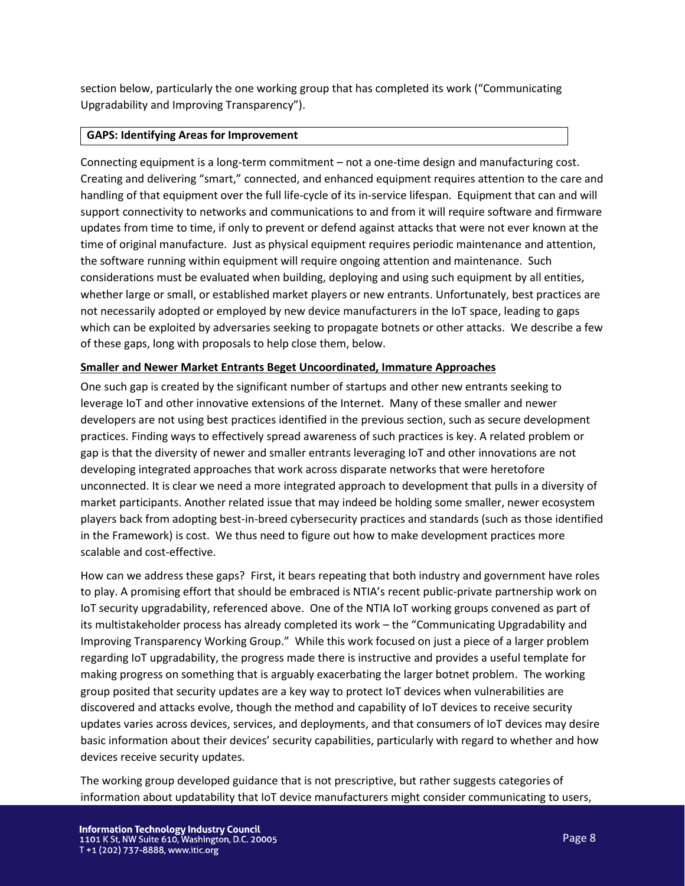section below, particularly the one working group that has completed its work ("Communicating Upgradability and Improving Transparency").

## GAPS: Identifying Areas for Improvement

Connecting equipment is a long-term commitment – not a one-time design and manufacturing cost. Creating and delivering "smart," connected, and enhanced equipment requires attention to the care and handling of that equipment over the full life-cycle of its in-service lifespan. Equipment that can and will support connectivity to networks and communications to and from it will require software and firmware updates from time to time, if only to prevent or defend against attacks that were not ever known at the time of original manufacture. Just as physical equipment requires periodic maintenance and attention, the software running within equipment will require ongoing attention and maintenance. Such considerations must be evaluated when building, deploying and using such equipment by all entities, whether large or small, or established market players or new entrants. Unfortunately, best practices are not necessarily adopted or employed by new device manufacturers in the IoT space, leading to gaps which can be exploited by adversaries seeking to propagate botnets or other attacks. We describe a few of these gaps, long with proposals to help close them, below.

### Smaller and Newer Market Entrants Beget Uncoordinated, Immature Approaches

One such gap is created by the significant number of startups and other new entrants seeking to leverage IoT and other innovative extensions of the Internet. Many of these smaller and newer developers are not using best practices identified in the previous section, such as secure development practices. Finding ways to effectively spread awareness of such practices is key. A related problem or gap is that the diversity of newer and smaller entrants leveraging IoT and other innovations are not developing integrated approaches that work across disparate networks that were heretofore unconnected. It is clear we need a more integrated approach to development that pulls in a diversity of market participants. Another related issue that may indeed be holding some smaller, newer ecosystem players back from adopting best-in-breed cybersecurity practices and standards (such as those identified in the Framework) is cost. We thus need to figure out how to make development practices more scalable and cost-effective.

How can we address these gaps? First, it bears repeating that both industry and government have roles to play. A promising effort that should be embraced is NTIA's recent public-private partnership work on IoT security upgradability, referenced above. One of the NTIA IoT working groups convened as part of its multistakeholder process has already completed its work – the "Communicating Upgradability and Improving Transparency Working Group." While this work focused on just a piece of a larger problem regarding IoT upgradability, the progress made there is instructive and provides a useful template for making progress on something that is arguably exacerbating the larger botnet problem. The working group posited that security updates are a key way to protect IoT devices when vulnerabilities are discovered and attacks evolve, though the method and capability of IoT devices to receive security updates varies across devices, services, and deployments, and that consumers of IoT devices may desire basic information about their devices' security capabilities, particularly with regard to whether and how devices receive security updates.

The working group developed guidance that is not prescriptive, but rather suggests categories of information about updatability that IoT device manufacturers might consider communicating to users,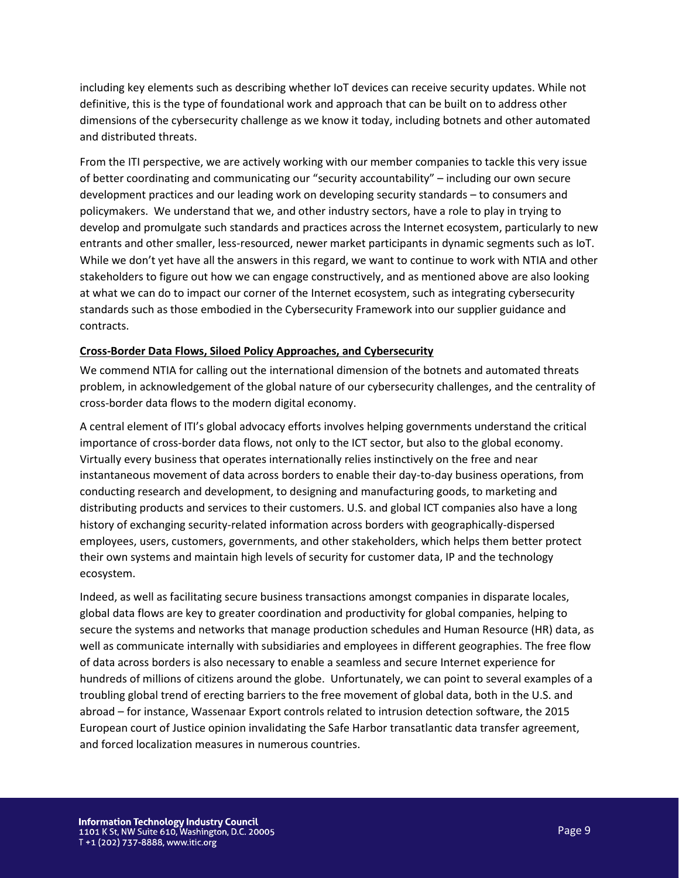including key elements such as describing whether IoT devices can receive security updates. While not definitive, this is the type of foundational work and approach that can be built on to address other dimensions of the cybersecurity challenge as we know it today, including botnets and other automated and distributed threats.

From the ITI perspective, we are actively working with our member companies to tackle this very issue of better coordinating and communicating our "security accountability" – including our own secure development practices and our leading work on developing security standards – to consumers and policymakers. We understand that we, and other industry sectors, have a role to play in trying to develop and promulgate such standards and practices across the Internet ecosystem, particularly to new entrants and other smaller, less-resourced, newer market participants in dynamic segments such as IoT. While we don't yet have all the answers in this regard, we want to continue to work with NTIA and other stakeholders to figure out how we can engage constructively, and as mentioned above are also looking at what we can do to impact our corner of the Internet ecosystem, such as integrating cybersecurity standards such as those embodied in the Cybersecurity Framework into our supplier guidance and contracts.

## Cross-Border Data Flows, Siloed Policy Approaches, and Cybersecurity

We commend NTIA for calling out the international dimension of the botnets and automated threats problem, in acknowledgement of the global nature of our cybersecurity challenges, and the centrality of cross-border data flows to the modern digital economy.

A central element of ITI's global advocacy efforts involves helping governments understand the critical importance of cross-border data flows, not only to the ICT sector, but also to the global economy. Virtually every business that operates internationally relies instinctively on the free and near instantaneous movement of data across borders to enable their day-to-day business operations, from conducting research and development, to designing and manufacturing goods, to marketing and distributing products and services to their customers. U.S. and global ICT companies also have a long history of exchanging security-related information across borders with geographically-dispersed employees, users, customers, governments, and other stakeholders, which helps them better protect their own systems and maintain high levels of security for customer data, IP and the technology ecosystem.

Indeed, as well as facilitating secure business transactions amongst companies in disparate locales, global data flows are key to greater coordination and productivity for global companies, helping to secure the systems and networks that manage production schedules and Human Resource (HR) data, as well as communicate internally with subsidiaries and employees in different geographies. The free flow of data across borders is also necessary to enable a seamless and secure Internet experience for hundreds of millions of citizens around the globe. Unfortunately, we can point to several examples of a troubling global trend of erecting barriers to the free movement of global data, both in the U.S. and abroad – for instance, Wassenaar Export controls related to intrusion detection software, the 2015 European court of Justice opinion invalidating the Safe Harbor transatlantic data transfer agreement, and forced localization measures in numerous countries.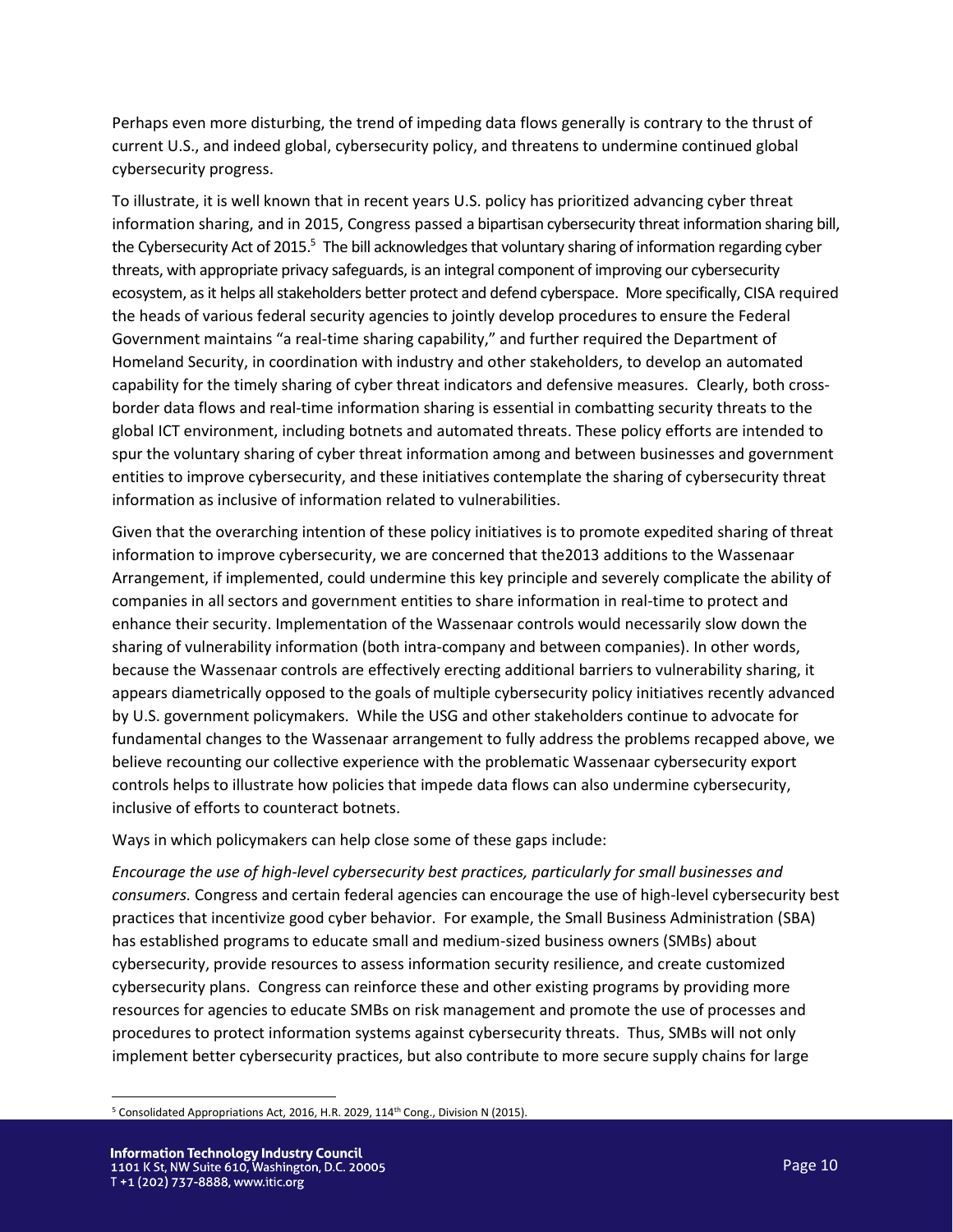Perhaps even more disturbing, the trend of impeding data flows generally is contrary to the thrust of current U.S., and indeed global, cybersecurity policy, and threatens to undermine continued global cybersecurity progress.

To illustrate, it is well known that in recent years U.S. policy has prioritized advancing cyber threat information sharing, and in 2015, Congress passed a bipartisan cybersecurity threat information sharing bill, the Cybersecurity Act of 2015.[5] The bill acknowledges that voluntary sharing of information regarding cyber threats, with appropriate privacy safeguards, is an integral component of improving our cybersecurity ecosystem, as it helps all stakeholders better protect and defend cyberspace. More specifically, CISA required the heads of various federal security agencies to jointly develop procedures to ensure the Federal Government maintains "a real-time sharing capability," and further required the Department of Homeland Security, in coordination with industry and other stakeholders, to develop an automated capability for the timely sharing of cyber threat indicators and defensive measures. Clearly, both cross-border data flows and real-time information sharing is essential in combatting security threats to the global ICT environment, including botnets and automated threats. These policy efforts are intended to spur the voluntary sharing of cyber threat information among and between businesses and government entities to improve cybersecurity, and these initiatives contemplate the sharing of cybersecurity threat information as inclusive of information related to vulnerabilities.

Given that the overarching intention of these policy initiatives is to promote expedited sharing of threat information to improve cybersecurity, we are concerned that the2013 additions to the Wassenaar Arrangement, if implemented, could undermine this key principle and severely complicate the ability of companies in all sectors and government entities to share information in real-time to protect and enhance their security. Implementation of the Wassenaar controls would necessarily slow down the sharing of vulnerability information (both intra-company and between companies). In other words, because the Wassenaar controls are effectively erecting additional barriers to vulnerability sharing, it appears diametrically opposed to the goals of multiple cybersecurity policy initiatives recently advanced by U.S. government policymakers. While the USG and other stakeholders continue to advocate for fundamental changes to the Wassenaar arrangement to fully address the problems recapped above, we believe recounting our collective experience with the problematic Wassenaar cybersecurity export controls helps to illustrate how policies that impede data flows can also undermine cybersecurity, inclusive of efforts to counteract botnets.

Ways in which policymakers can help close some of these gaps include:

*Encourage the use of high-level cybersecurity best practices, particularly for small businesses and consumers.* Congress and certain federal agencies can encourage the use of high-level cybersecurity best practices that incentivize good cyber behavior. For example, the Small Business Administration (SBA) has established programs to educate small and medium-sized business owners (SMBs) about cybersecurity, provide resources to assess information security resilience, and create customized cybersecurity plans. Congress can reinforce these and other existing programs by providing more resources for agencies to educate SMBs on risk management and promote the use of processes and procedures to protect information systems against cybersecurity threats. Thus, SMBs will not only implement better cybersecurity practices, but also contribute to more secure supply chains for large

[5] Consolidated Appropriations Act, 2016, H.R. 2029, 114th Cong., Division N (2015).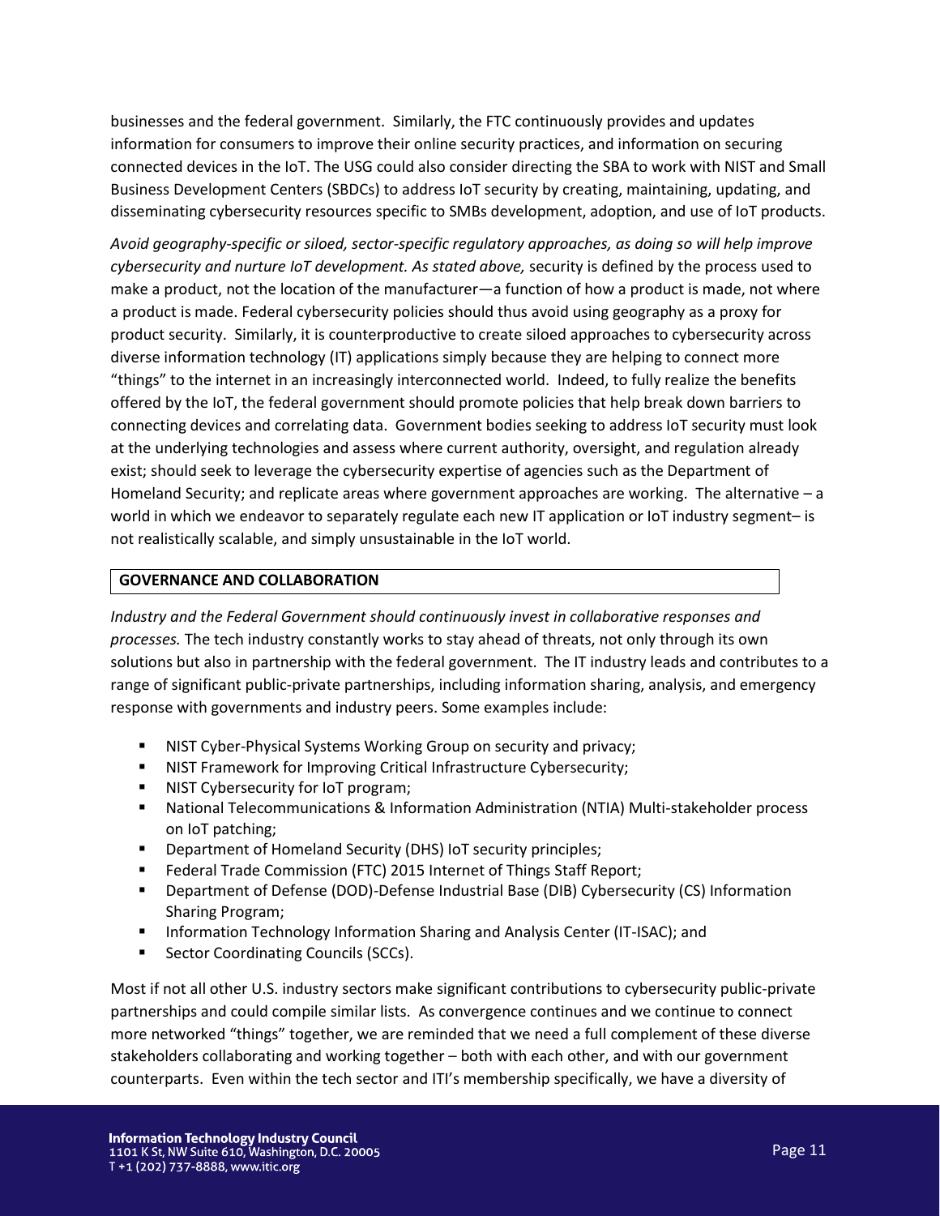businesses and the federal government. Similarly, the FTC continuously provides and updates information for consumers to improve their online security practices, and information on securing connected devices in the IoT. The USG could also consider directing the SBA to work with NIST and Small Business Development Centers (SBDCs) to address IoT security by creating, maintaining, updating, and disseminating cybersecurity resources specific to SMBs development, adoption, and use of IoT products.

*Avoid geography-specific or siloed, sector-specific regulatory approaches, as doing so will help improve cybersecurity and nurture IoT development. As stated above,* security is defined by the process used to make a product, not the location of the manufacturer—a function of how a product is made, not where a product is made. Federal cybersecurity policies should thus avoid using geography as a proxy for product security. Similarly, it is counterproductive to create siloed approaches to cybersecurity across diverse information technology (IT) applications simply because they are helping to connect more "things" to the internet in an increasingly interconnected world. Indeed, to fully realize the benefits offered by the IoT, the federal government should promote policies that help break down barriers to connecting devices and correlating data. Government bodies seeking to address IoT security must look at the underlying technologies and assess where current authority, oversight, and regulation already exist; should seek to leverage the cybersecurity expertise of agencies such as the Department of Homeland Security; and replicate areas where government approaches are working. The alternative – a world in which we endeavor to separately regulate each new IT application or IoT industry segment– is not realistically scalable, and simply unsustainable in the IoT world.

## GOVERNANCE AND COLLABORATION

*Industry and the Federal Government should continuously invest in collaborative responses and processes.* The tech industry constantly works to stay ahead of threats, not only through its own solutions but also in partnership with the federal government. The IT industry leads and contributes to a range of significant public-private partnerships, including information sharing, analysis, and emergency response with governments and industry peers. Some examples include:

- NIST Cyber-Physical Systems Working Group on security and privacy;
- NIST Framework for Improving Critical Infrastructure Cybersecurity;
- NIST Cybersecurity for IoT program;
- National Telecommunications & Information Administration (NTIA) Multi-stakeholder process on IoT patching;
- Department of Homeland Security (DHS) IoT security principles;
- Federal Trade Commission (FTC) 2015 Internet of Things Staff Report;
- Department of Defense (DOD)-Defense Industrial Base (DIB) Cybersecurity (CS) Information Sharing Program;
- Information Technology Information Sharing and Analysis Center (IT-ISAC); and
- Sector Coordinating Councils (SCCs).

Most if not all other U.S. industry sectors make significant contributions to cybersecurity public-private partnerships and could compile similar lists. As convergence continues and we continue to connect more networked "things" together, we are reminded that we need a full complement of these diverse stakeholders collaborating and working together – both with each other, and with our government counterparts. Even within the tech sector and ITI's membership specifically, we have a diversity of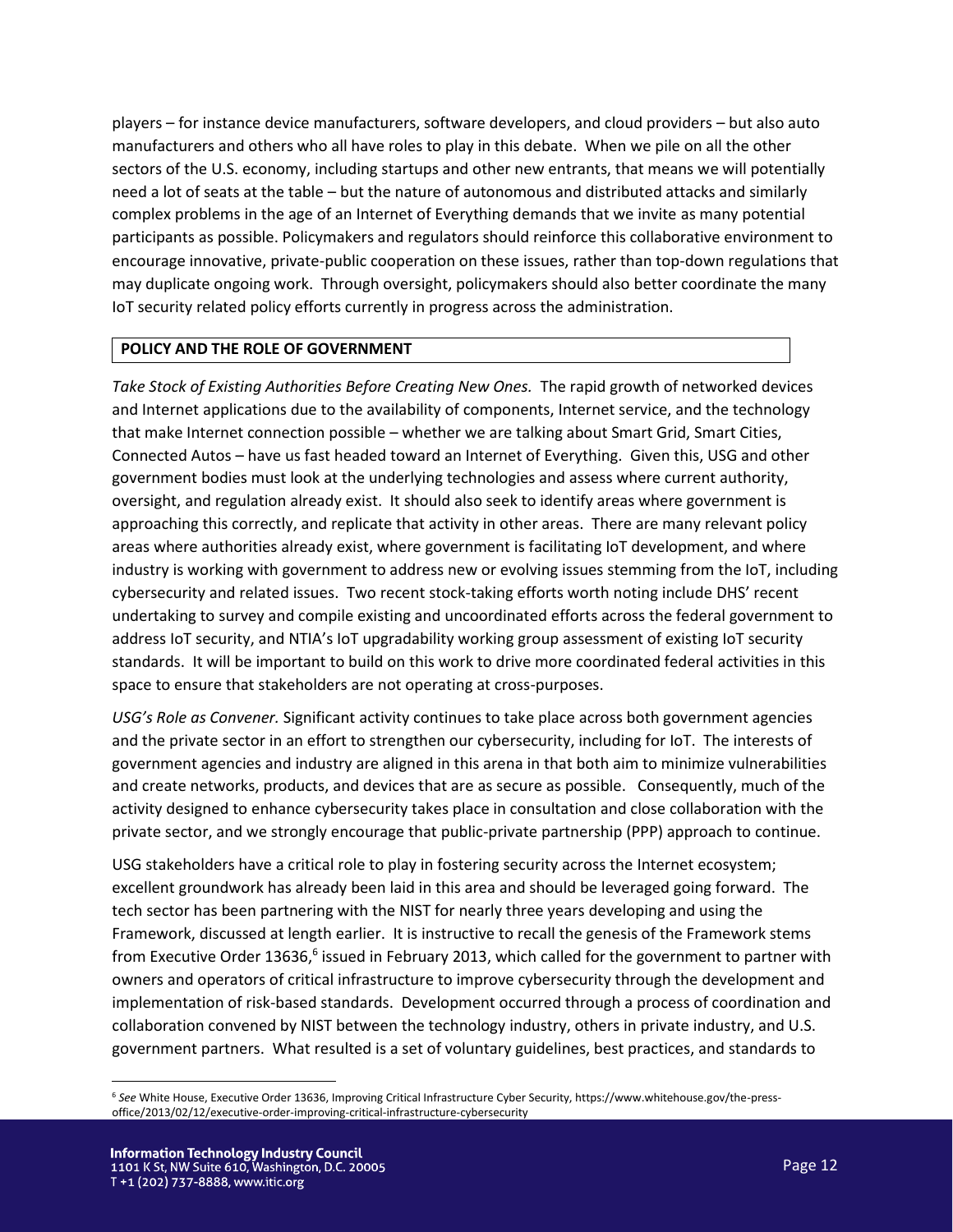players – for instance device manufacturers, software developers, and cloud providers – but also auto manufacturers and others who all have roles to play in this debate. When we pile on all the other sectors of the U.S. economy, including startups and other new entrants, that means we will potentially need a lot of seats at the table – but the nature of autonomous and distributed attacks and similarly complex problems in the age of an Internet of Everything demands that we invite as many potential participants as possible. Policymakers and regulators should reinforce this collaborative environment to encourage innovative, private-public cooperation on these issues, rather than top-down regulations that may duplicate ongoing work. Through oversight, policymakers should also better coordinate the many IoT security related policy efforts currently in progress across the administration.

## POLICY AND THE ROLE OF GOVERNMENT

*Take Stock of Existing Authorities Before Creating New Ones.* The rapid growth of networked devices and Internet applications due to the availability of components, Internet service, and the technology that make Internet connection possible – whether we are talking about Smart Grid, Smart Cities, Connected Autos – have us fast headed toward an Internet of Everything. Given this, USG and other government bodies must look at the underlying technologies and assess where current authority, oversight, and regulation already exist. It should also seek to identify areas where government is approaching this correctly, and replicate that activity in other areas. There are many relevant policy areas where authorities already exist, where government is facilitating IoT development, and where industry is working with government to address new or evolving issues stemming from the IoT, including cybersecurity and related issues. Two recent stock-taking efforts worth noting include DHS' recent undertaking to survey and compile existing and uncoordinated efforts across the federal government to address IoT security, and NTIA's IoT upgradability working group assessment of existing IoT security standards. It will be important to build on this work to drive more coordinated federal activities in this space to ensure that stakeholders are not operating at cross-purposes.

*USG's Role as Convener.* Significant activity continues to take place across both government agencies and the private sector in an effort to strengthen our cybersecurity, including for IoT. The interests of government agencies and industry are aligned in this arena in that both aim to minimize vulnerabilities and create networks, products, and devices that are as secure as possible. Consequently, much of the activity designed to enhance cybersecurity takes place in consultation and close collaboration with the private sector, and we strongly encourage that public-private partnership (PPP) approach to continue.

USG stakeholders have a critical role to play in fostering security across the Internet ecosystem; excellent groundwork has already been laid in this area and should be leveraged going forward. The tech sector has been partnering with the NIST for nearly three years developing and using the Framework, discussed at length earlier. It is instructive to recall the genesis of the Framework stems from Executive Order 13636,[6] issued in February 2013, which called for the government to partner with owners and operators of critical infrastructure to improve cybersecurity through the development and implementation of risk-based standards. Development occurred through a process of coordination and collaboration convened by NIST between the technology industry, others in private industry, and U.S. government partners. What resulted is a set of voluntary guidelines, best practices, and standards to

---

[6] *See* White House, Executive Order 13636, Improving Critical Infrastructure Cyber Security, https://www.whitehouse.gov/the-press-office/2013/02/12/executive-order-improving-critical-infrastructure-cybersecurity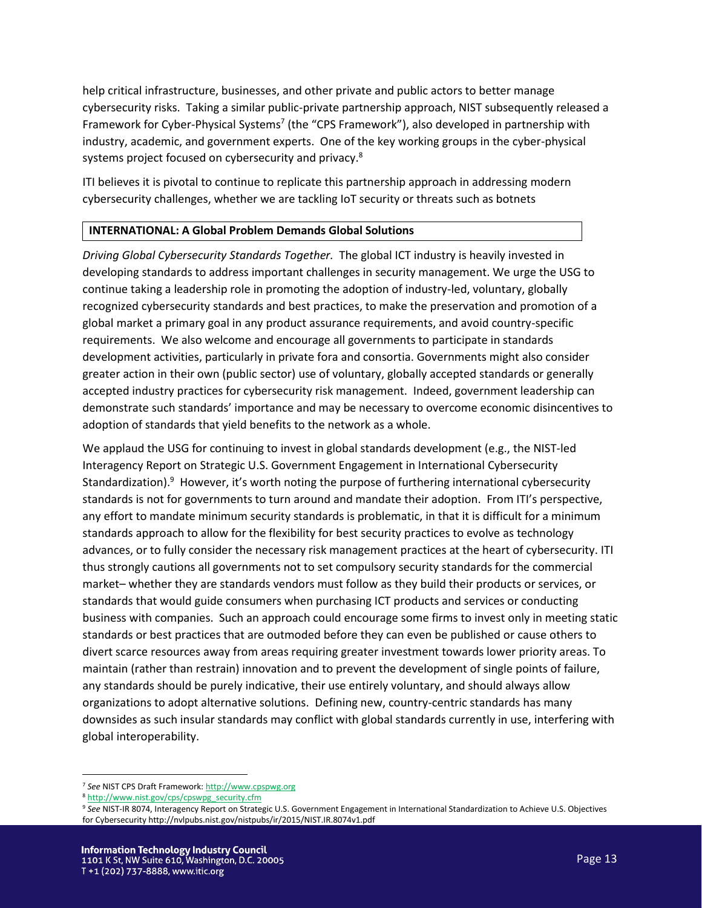help critical infrastructure, businesses, and other private and public actors to better manage cybersecurity risks. Taking a similar public-private partnership approach, NIST subsequently released a Framework for Cyber-Physical Systems[7] (the "CPS Framework"), also developed in partnership with industry, academic, and government experts. One of the key working groups in the cyber-physical systems project focused on cybersecurity and privacy.[8]

ITI believes it is pivotal to continue to replicate this partnership approach in addressing modern cybersecurity challenges, whether we are tackling IoT security or threats such as botnets

## INTERNATIONAL: A Global Problem Demands Global Solutions

*Driving Global Cybersecurity Standards Together.* The global ICT industry is heavily invested in developing standards to address important challenges in security management. We urge the USG to continue taking a leadership role in promoting the adoption of industry-led, voluntary, globally recognized cybersecurity standards and best practices, to make the preservation and promotion of a global market a primary goal in any product assurance requirements, and avoid country-specific requirements. We also welcome and encourage all governments to participate in standards development activities, particularly in private fora and consortia. Governments might also consider greater action in their own (public sector) use of voluntary, globally accepted standards or generally accepted industry practices for cybersecurity risk management. Indeed, government leadership can demonstrate such standards' importance and may be necessary to overcome economic disincentives to adoption of standards that yield benefits to the network as a whole.

We applaud the USG for continuing to invest in global standards development (e.g., the NIST-led Interagency Report on Strategic U.S. Government Engagement in International Cybersecurity Standardization).[9] However, it's worth noting the purpose of furthering international cybersecurity standards is not for governments to turn around and mandate their adoption. From ITI's perspective, any effort to mandate minimum security standards is problematic, in that it is difficult for a minimum standards approach to allow for the flexibility for best security practices to evolve as technology advances, or to fully consider the necessary risk management practices at the heart of cybersecurity. ITI thus strongly cautions all governments not to set compulsory security standards for the commercial market– whether they are standards vendors must follow as they build their products or services, or standards that would guide consumers when purchasing ICT products and services or conducting business with companies. Such an approach could encourage some firms to invest only in meeting static standards or best practices that are outmoded before they can even be published or cause others to divert scarce resources away from areas requiring greater investment towards lower priority areas. To maintain (rather than restrain) innovation and to prevent the development of single points of failure, any standards should be purely indicative, their use entirely voluntary, and should always allow organizations to adopt alternative solutions. Defining new, country-centric standards has many downsides as such insular standards may conflict with global standards currently in use, interfering with global interoperability.

---

[7] *See* NIST CPS Draft Framework: http://www.cpspwg.org

[8] http://www.nist.gov/cps/cpswpg_security.cfm

[9] *See* NIST-IR 8074, Interagency Report on Strategic U.S. Government Engagement in International Standardization to Achieve U.S. Objectives for Cybersecurity http://nvlpubs.nist.gov/nistpubs/ir/2015/NIST.IR.8074v1.pdf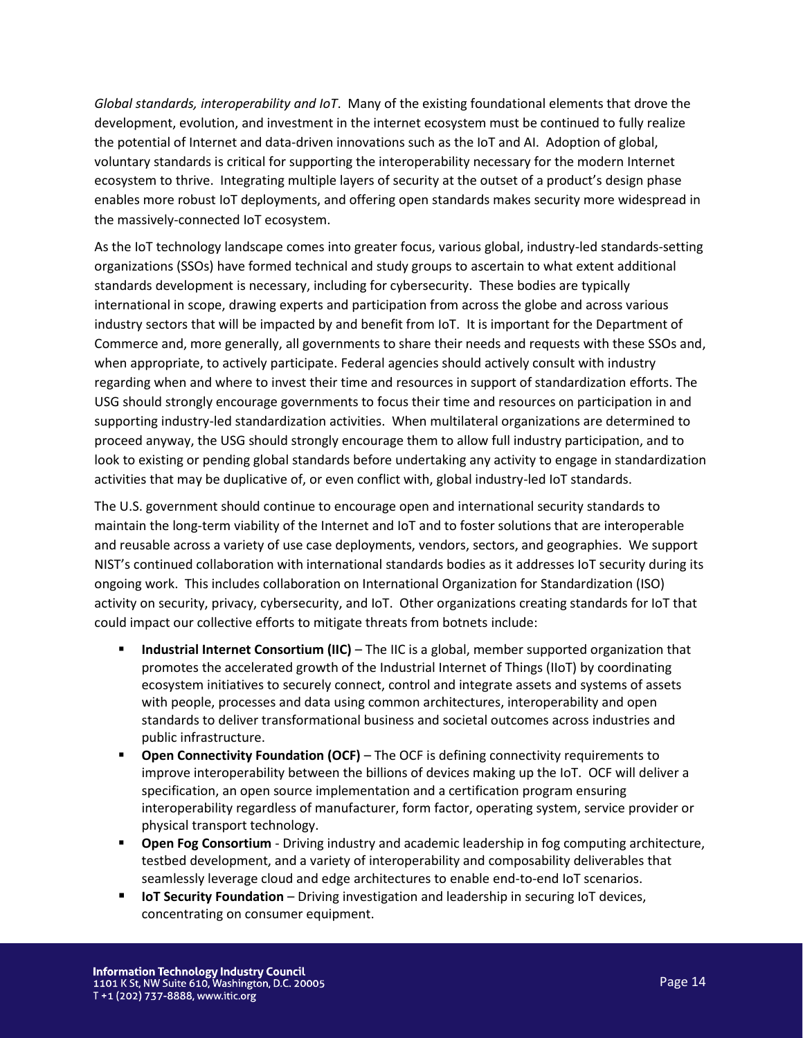*Global standards, interoperability and IoT*. Many of the existing foundational elements that drove the development, evolution, and investment in the internet ecosystem must be continued to fully realize the potential of Internet and data-driven innovations such as the IoT and AI. Adoption of global, voluntary standards is critical for supporting the interoperability necessary for the modern Internet ecosystem to thrive. Integrating multiple layers of security at the outset of a product's design phase enables more robust IoT deployments, and offering open standards makes security more widespread in the massively-connected IoT ecosystem.

As the IoT technology landscape comes into greater focus, various global, industry-led standards-setting organizations (SSOs) have formed technical and study groups to ascertain to what extent additional standards development is necessary, including for cybersecurity. These bodies are typically international in scope, drawing experts and participation from across the globe and across various industry sectors that will be impacted by and benefit from IoT. It is important for the Department of Commerce and, more generally, all governments to share their needs and requests with these SSOs and, when appropriate, to actively participate. Federal agencies should actively consult with industry regarding when and where to invest their time and resources in support of standardization efforts. The USG should strongly encourage governments to focus their time and resources on participation in and supporting industry-led standardization activities. When multilateral organizations are determined to proceed anyway, the USG should strongly encourage them to allow full industry participation, and to look to existing or pending global standards before undertaking any activity to engage in standardization activities that may be duplicative of, or even conflict with, global industry-led IoT standards.

The U.S. government should continue to encourage open and international security standards to maintain the long-term viability of the Internet and IoT and to foster solutions that are interoperable and reusable across a variety of use case deployments, vendors, sectors, and geographies. We support NIST's continued collaboration with international standards bodies as it addresses IoT security during its ongoing work. This includes collaboration on International Organization for Standardization (ISO) activity on security, privacy, cybersecurity, and IoT. Other organizations creating standards for IoT that could impact our collective efforts to mitigate threats from botnets include:

- **Industrial Internet Consortium (IIC)** – The IIC is a global, member supported organization that promotes the accelerated growth of the Industrial Internet of Things (IIoT) by coordinating ecosystem initiatives to securely connect, control and integrate assets and systems of assets with people, processes and data using common architectures, interoperability and open standards to deliver transformational business and societal outcomes across industries and public infrastructure.
- **Open Connectivity Foundation (OCF)** – The OCF is defining connectivity requirements to improve interoperability between the billions of devices making up the IoT. OCF will deliver a specification, an open source implementation and a certification program ensuring interoperability regardless of manufacturer, form factor, operating system, service provider or physical transport technology.
- **Open Fog Consortium** - Driving industry and academic leadership in fog computing architecture, testbed development, and a variety of interoperability and composability deliverables that seamlessly leverage cloud and edge architectures to enable end-to-end IoT scenarios.
- **IoT Security Foundation** – Driving investigation and leadership in securing IoT devices, concentrating on consumer equipment.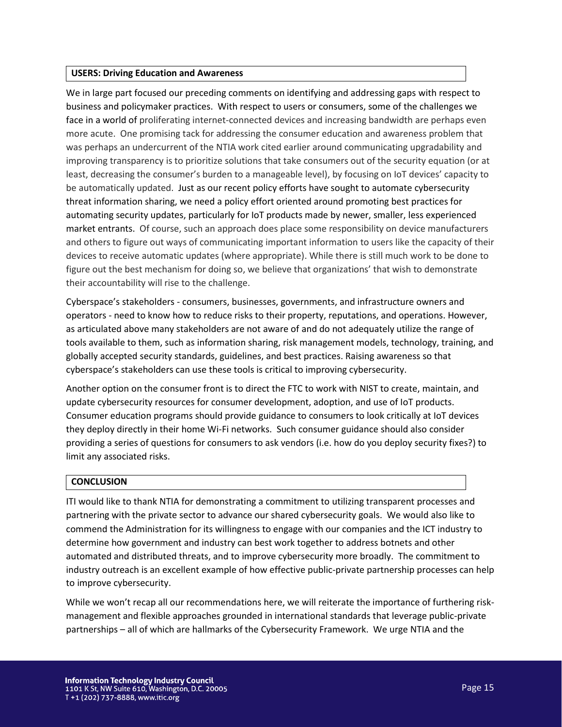## USERS: Driving Education and Awareness

We in large part focused our preceding comments on identifying and addressing gaps with respect to business and policymaker practices. With respect to users or consumers, some of the challenges we face in a world of proliferating internet-connected devices and increasing bandwidth are perhaps even more acute. One promising tack for addressing the consumer education and awareness problem that was perhaps an undercurrent of the NTIA work cited earlier around communicating upgradability and improving transparency is to prioritize solutions that take consumers out of the security equation (or at least, decreasing the consumer's burden to a manageable level), by focusing on IoT devices' capacity to be automatically updated. Just as our recent policy efforts have sought to automate cybersecurity threat information sharing, we need a policy effort oriented around promoting best practices for automating security updates, particularly for IoT products made by newer, smaller, less experienced market entrants. Of course, such an approach does place some responsibility on device manufacturers and others to figure out ways of communicating important information to users like the capacity of their devices to receive automatic updates (where appropriate). While there is still much work to be done to figure out the best mechanism for doing so, we believe that organizations' that wish to demonstrate their accountability will rise to the challenge.

Cyberspace's stakeholders - consumers, businesses, governments, and infrastructure owners and operators - need to know how to reduce risks to their property, reputations, and operations. However, as articulated above many stakeholders are not aware of and do not adequately utilize the range of tools available to them, such as information sharing, risk management models, technology, training, and globally accepted security standards, guidelines, and best practices. Raising awareness so that cyberspace's stakeholders can use these tools is critical to improving cybersecurity.

Another option on the consumer front is to direct the FTC to work with NIST to create, maintain, and update cybersecurity resources for consumer development, adoption, and use of IoT products. Consumer education programs should provide guidance to consumers to look critically at IoT devices they deploy directly in their home Wi-Fi networks. Such consumer guidance should also consider providing a series of questions for consumers to ask vendors (i.e. how do you deploy security fixes?) to limit any associated risks.

## CONCLUSION

ITI would like to thank NTIA for demonstrating a commitment to utilizing transparent processes and partnering with the private sector to advance our shared cybersecurity goals. We would also like to commend the Administration for its willingness to engage with our companies and the ICT industry to determine how government and industry can best work together to address botnets and other automated and distributed threats, and to improve cybersecurity more broadly. The commitment to industry outreach is an excellent example of how effective public-private partnership processes can help to improve cybersecurity.

While we won't recap all our recommendations here, we will reiterate the importance of furthering risk-management and flexible approaches grounded in international standards that leverage public-private partnerships – all of which are hallmarks of the Cybersecurity Framework. We urge NTIA and the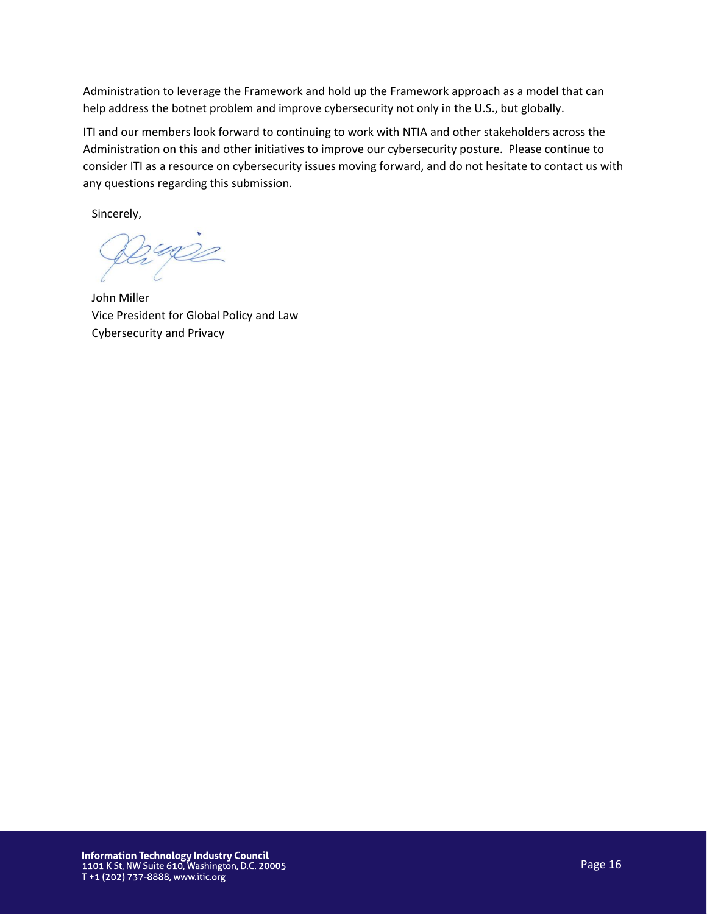Administration to leverage the Framework and hold up the Framework approach as a model that can help address the botnet problem and improve cybersecurity not only in the U.S., but globally.

ITI and our members look forward to continuing to work with NTIA and other stakeholders across the Administration on this and other initiatives to improve our cybersecurity posture. Please continue to consider ITI as a resource on cybersecurity issues moving forward, and do not hesitate to contact us with any questions regarding this submission.

Sincerely,

John Miller
Vice President for Global Policy and Law
Cybersecurity and Privacy